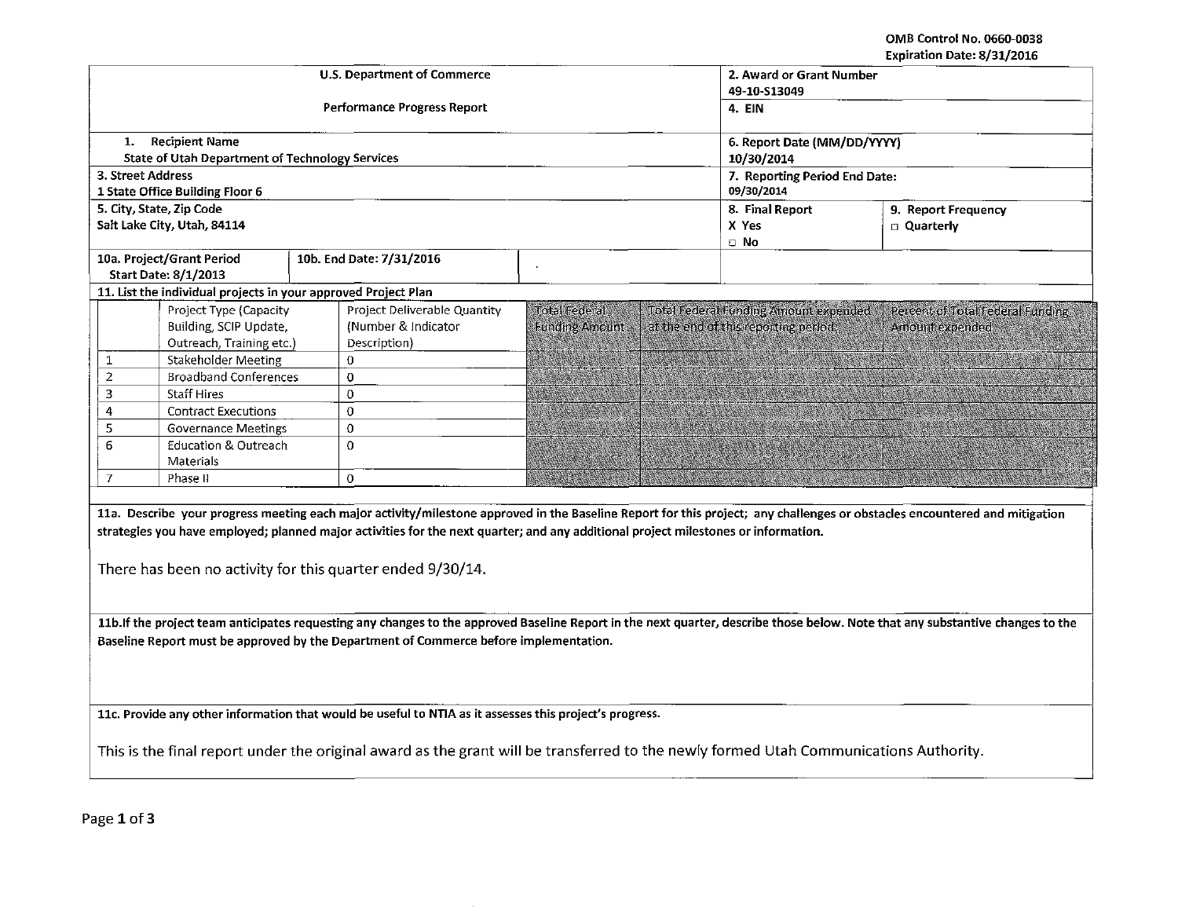OMB Control No. 0660-0038
Expiration Date: 8/31/2016

| U.S. Department of Commerce<br>Performance Progress Report | | 2. Award or Grant Number<br>49-10-S13049 | |
|---|---|---|---|
| | | 4. EIN | |
| 1. Recipient Name<br>State of Utah Department of Technology Services | | 6. Report Date (MM/DD/YYYY)<br>10/30/2014 | |
| 3. Street Address<br>1 State Office Building Floor 6 | | 7. Reporting Period End Date:<br>09/30/2014 | |
| 5. City, State, Zip Code<br>Salt Lake City, Utah, 84114 | | 8. Final Report<br>X Yes<br>□ No | 9. Report Frequency<br>□ Quarterly |
| 10a. Project/Grant Period<br>Start Date: 8/1/2013 | 10b. End Date: 7/31/2016 | | |

11. List the individual projects in your approved Project Plan

| | Project Type (Capacity Building, SCIP Update, Outreach, Training etc.) | Project Deliverable Quantity (Number & Indicator Description) | Total Federal Funding Amount | Total Federal Funding Amount expended at the end of this reporting period | Percent of Total Federal Funding Amount expended |
|---|---|---|---|---|---|
| 1 | Stakeholder Meeting | 0 | | | |
| 2 | Broadband Conferences | 0 | | | |
| 3 | Staff Hires | 0 | | | |
| 4 | Contract Executions | 0 | | | |
| 5 | Governance Meetings | 0 | | | |
| 6 | Education & Outreach Materials | 0 | | | |
| 7 | Phase II | 0 | | | |

**11a. Describe your progress meeting each major activity/milestone approved in the Baseline Report for this project; any challenges or obstacles encountered and mitigation strategies you have employed; planned major activities for the next quarter; and any additional project milestones or information.**

There has been no activity for this quarter ended 9/30/14.

**11b. If the project team anticipates requesting any changes to the approved Baseline Report in the next quarter, describe those below. Note that any substantive changes to the Baseline Report must be approved by the Department of Commerce before implementation.**

**11c. Provide any other information that would be useful to NTIA as it assesses this project's progress.**

This is the final report under the original award as the grant will be transferred to the newly formed Utah Communications Authority.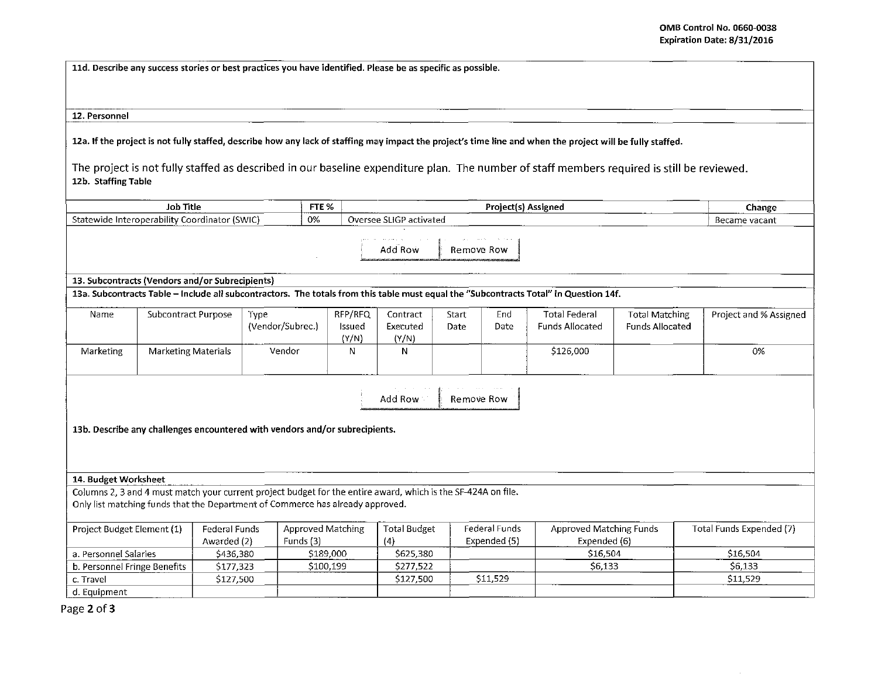11d. Describe any success stories or best practices you have identified. Please be as specific as possible.

**12. Personnel**

**12a. If the project is not fully staffed, describe how any lack of staffing may impact the project's time line and when the project will be fully staffed.**

The project is not fully staffed as described in our baseline expenditure plan. The number of staff members required is still be reviewed.

**12b. Staffing Table**

| Job Title | FTE % | Project(s) Assigned | Change |
|---|---|---|---|
| Statewide Interoperability Coordinator (SWIC) | 0% | Oversee SLIGP activated | Became vacant |

Add Row | Remove Row

**13. Subcontracts (Vendors and/or Subrecipients)**

**13a. Subcontracts Table – Include all subcontractors. The totals from this table must equal the "Subcontracts Total" in Question 14f.**

| Name | Subcontract Purpose | Type (Vendor/Subrec.) | RFP/RFQ Issued (Y/N) | Contract Executed (Y/N) | Start Date | End Date | Total Federal Funds Allocated | Total Matching Funds Allocated | Project and % Assigned |
|---|---|---|---|---|---|---|---|---|---|
| Marketing | Marketing Materials | Vendor | N | N | | | $126,000 | | 0% |

Add Row | Remove Row

**13b. Describe any challenges encountered with vendors and/or subrecipients.**

**14. Budget Worksheet**

Columns 2, 3 and 4 must match your current project budget for the entire award, which is the SF-424A on file.
Only list matching funds that the Department of Commerce has already approved.

| Project Budget Element (1) | Federal Funds Awarded (2) | Approved Matching Funds (3) | Total Budget (4) | Federal Funds Expended (5) | Approved Matching Funds Expended (6) | Total Funds Expended (7) |
|---|---|---|---|---|---|---|
| a. Personnel Salaries | $436,380 | $189,000 | $625,380 | | $16,504 | $16,504 |
| b. Personnel Fringe Benefits | $177,323 | $100,199 | $277,522 | | $6,133 | $6,133 |
| c. Travel | $127,500 | | $127,500 | $11,529 | | $11,529 |
| d. Equipment | | | | | | |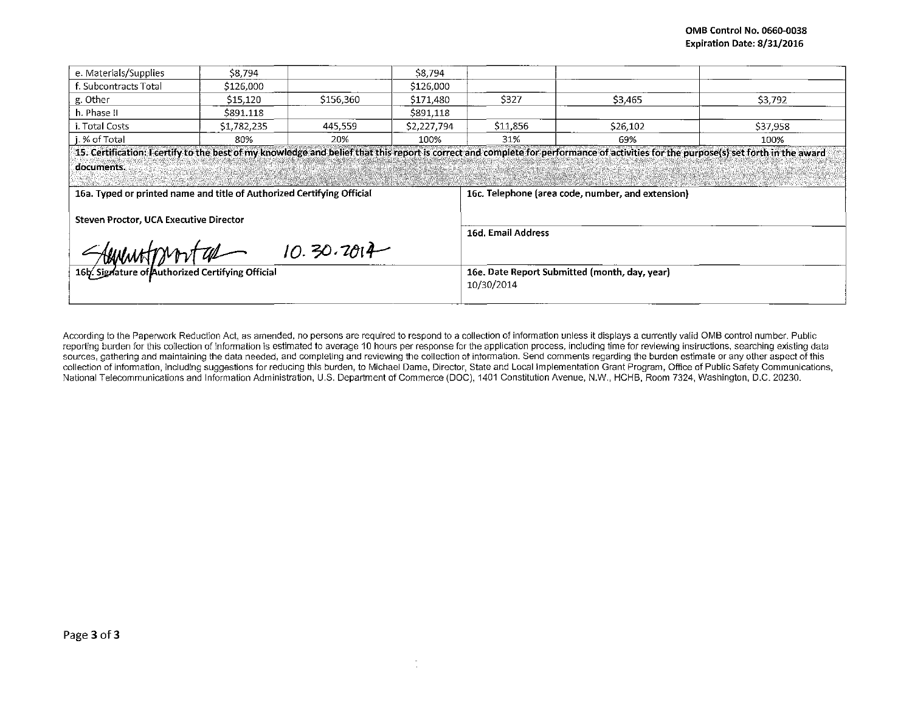**OMB Control No. 0660-0038**
**Expiration Date: 8/31/2016**

| | | | | | | |
|---|---|---|---|---|---|---|
| e. Materials/Supplies | $8,794 | | $8,794 | | | |
| f. Subcontracts Total | $126,000 | | $126,000 | | | |
| g. Other | $15,120 | $156,360 | $171,480 | $327 | $3,465 | $3,792 |
| h. Phase II | $891.118 | | $891,118 | | | |
| i. Total Costs | $1,782,235 | 445,559 | $2,227,794 | $11,856 | $26,102 | $37,958 |
| j. % of Total | 80% | 20% | 100% | 31% | 69% | 100% |

**15. Certification: I certify to the best of my knowledge and belief that this report is correct and complete for performance of activities for the purpose(s) set forth in the award documents.**

| | |
|---|---|
| **16a. Typed or printed name and title of Authorized Certifying Official**<br><br>**Steven Proctor, UCA Executive Director** | **16c. Telephone (area code, number, and extension)** |
| 10.30.2014 | **16d. Email Address** |
| **16b. Signature of Authorized Certifying Official** | **16e. Date Report Submitted (month, day, year)**<br>10/30/2014 |

According to the Paperwork Reduction Act, as amended, no persons are required to respond to a collection of information unless it displays a currently valid OMB control number. Public reporting burden for this collection of information is estimated to average 10 hours per response for the application process, including time for reviewing instructions, searching existing data sources, gathering and maintaining the data needed, and completing and reviewing the collection of information. Send comments regarding the burden estimate or any other aspect of this collection of information, including suggestions for reducing this burden, to Michael Dame, Director, State and Local Implementation Grant Program, Office of Public Safety Communications, National Telecommunications and Information Administration, U.S. Department of Commerce (DOC), 1401 Constitution Avenue, N.W., HCHB, Room 7324, Washington, D.C. 20230.